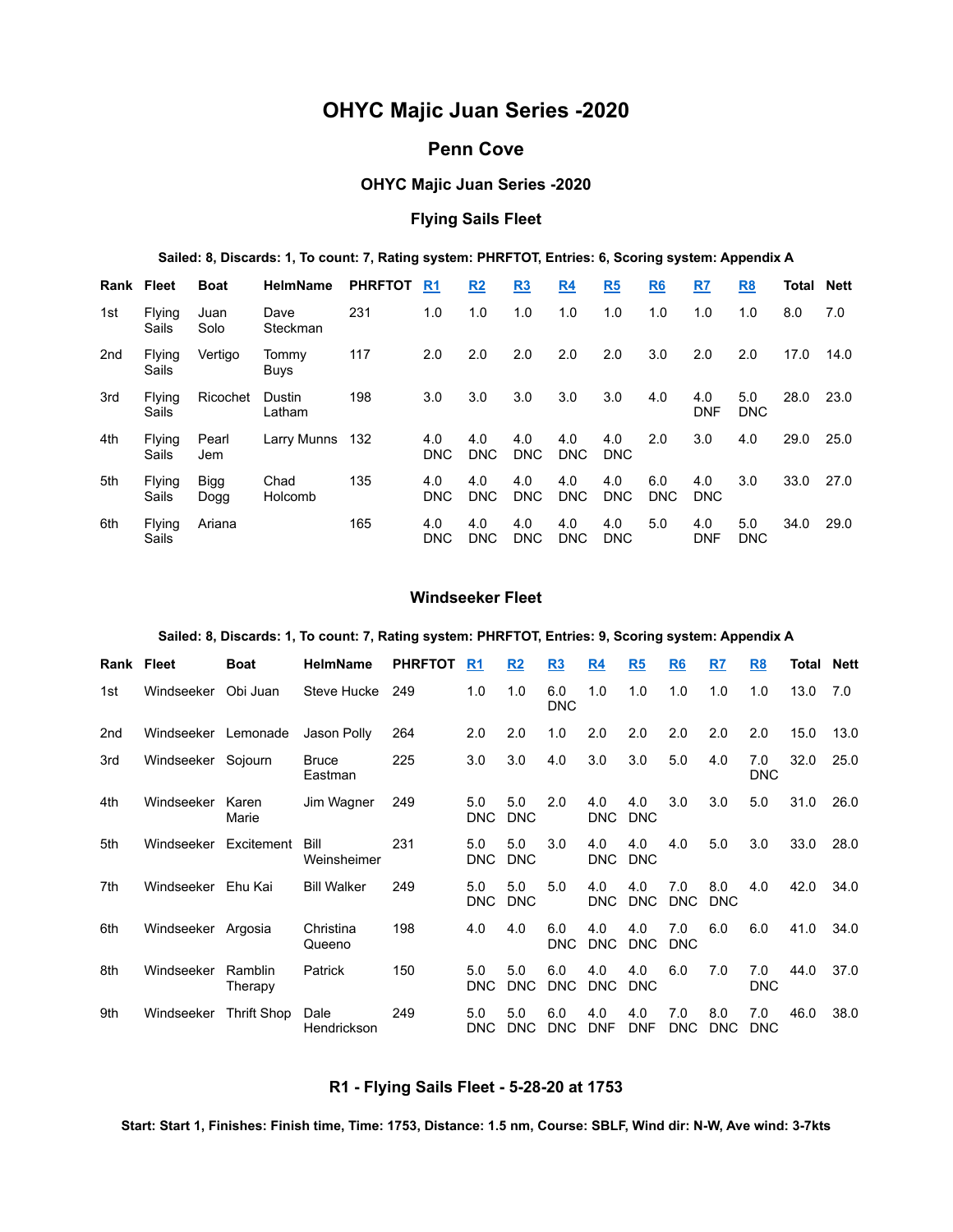# OHYC Majic Juan Series -2020

## Penn Cove

### OHYC Majic Juan Series -2020

### Flying Sails Fleet

**Sailed: 8, Discards: 1, To count: 7, Rating system: PHRFTOT, Entries: 6, Scoring system: Appendix A**

| Rank | Fleet | Boat | HelmName | PHRFTOT | R1 | R2 | R3 | R4 | R5 | R6 | R7 | R8 | Total | Nett |
|---|---|---|---|---|---|---|---|---|---|---|---|---|---|---|
| 1st | Flying Sails | Juan Solo | Dave Steckman | 231 | 1.0 | 1.0 | 1.0 | 1.0 | 1.0 | 1.0 | 1.0 | 1.0 | 8.0 | 7.0 |
| 2nd | Flying Sails | Vertigo | Tommy Buys | 117 | 2.0 | 2.0 | 2.0 | 2.0 | 2.0 | 3.0 | 2.0 | 2.0 | 17.0 | 14.0 |
| 3rd | Flying Sails | Ricochet | Dustin Latham | 198 | 3.0 | 3.0 | 3.0 | 3.0 | 3.0 | 4.0 | 4.0 DNF | 5.0 DNC | 28.0 | 23.0 |
| 4th | Flying Sails | Pearl Jem | Larry Munns | 132 | 4.0 DNC | 4.0 DNC | 4.0 DNC | 4.0 DNC | 4.0 DNC | 2.0 | 3.0 | 4.0 | 29.0 | 25.0 |
| 5th | Flying Sails | Bigg Dogg | Chad Holcomb | 135 | 4.0 DNC | 4.0 DNC | 4.0 DNC | 4.0 DNC | 4.0 DNC | 6.0 DNC | 4.0 DNC | 3.0 | 33.0 | 27.0 |
| 6th | Flying Sails | Ariana | | 165 | 4.0 DNC | 4.0 DNC | 4.0 DNC | 4.0 DNC | 4.0 DNC | 5.0 | 4.0 DNF | 5.0 DNC | 34.0 | 29.0 |

### Windseeker Fleet

**Sailed: 8, Discards: 1, To count: 7, Rating system: PHRFTOT, Entries: 9, Scoring system: Appendix A**

| Rank | Fleet | Boat | HelmName | PHRFTOT | R1 | R2 | R3 | R4 | R5 | R6 | R7 | R8 | Total | Nett |
|---|---|---|---|---|---|---|---|---|---|---|---|---|---|---|
| 1st | Windseeker | Obi Juan | Steve Hucke | 249 | 1.0 | 1.0 | 6.0 DNC | 1.0 | 1.0 | 1.0 | 1.0 | 1.0 | 13.0 | 7.0 |
| 2nd | Windseeker | Lemonade | Jason Polly | 264 | 2.0 | 2.0 | 1.0 | 2.0 | 2.0 | 2.0 | 2.0 | 2.0 | 15.0 | 13.0 |
| 3rd | Windseeker | Sojourn | Bruce Eastman | 225 | 3.0 | 3.0 | 4.0 | 3.0 | 3.0 | 5.0 | 4.0 | 7.0 DNC | 32.0 | 25.0 |
| 4th | Windseeker | Karen Marie | Jim Wagner | 249 | 5.0 DNC | 5.0 DNC | 2.0 | 4.0 DNC | 4.0 DNC | 3.0 | 3.0 | 5.0 | 31.0 | 26.0 |
| 5th | Windseeker | Excitement | Bill Weinsheimer | 231 | 5.0 DNC | 5.0 DNC | 3.0 | 4.0 DNC | 4.0 DNC | 4.0 | 5.0 | 3.0 | 33.0 | 28.0 |
| 7th | Windseeker | Ehu Kai | Bill Walker | 249 | 5.0 DNC | 5.0 DNC | 5.0 | 4.0 DNC | 4.0 DNC | 7.0 DNC | 8.0 DNC | 4.0 | 42.0 | 34.0 |
| 6th | Windseeker | Argosia | Christina Queeno | 198 | 4.0 | 4.0 | 6.0 DNC | 4.0 DNC | 4.0 DNC | 7.0 DNC | 6.0 | 6.0 | 41.0 | 34.0 |
| 8th | Windseeker | Ramblin Therapy | Patrick | 150 | 5.0 DNC | 5.0 DNC | 6.0 DNC | 4.0 DNC | 4.0 DNC | 6.0 | 7.0 | 7.0 DNC | 44.0 | 37.0 |
| 9th | Windseeker | Thrift Shop | Dale Hendrickson | 249 | 5.0 DNC | 5.0 DNC | 6.0 DNC | 4.0 DNF | 4.0 DNF | 7.0 DNC | 8.0 DNC | 7.0 DNC | 46.0 | 38.0 |

### R1 - Flying Sails Fleet - 5-28-20 at 1753

**Start: Start 1, Finishes: Finish time, Time: 1753, Distance: 1.5 nm, Course: SBLF, Wind dir: N-W, Ave wind: 3-7kts**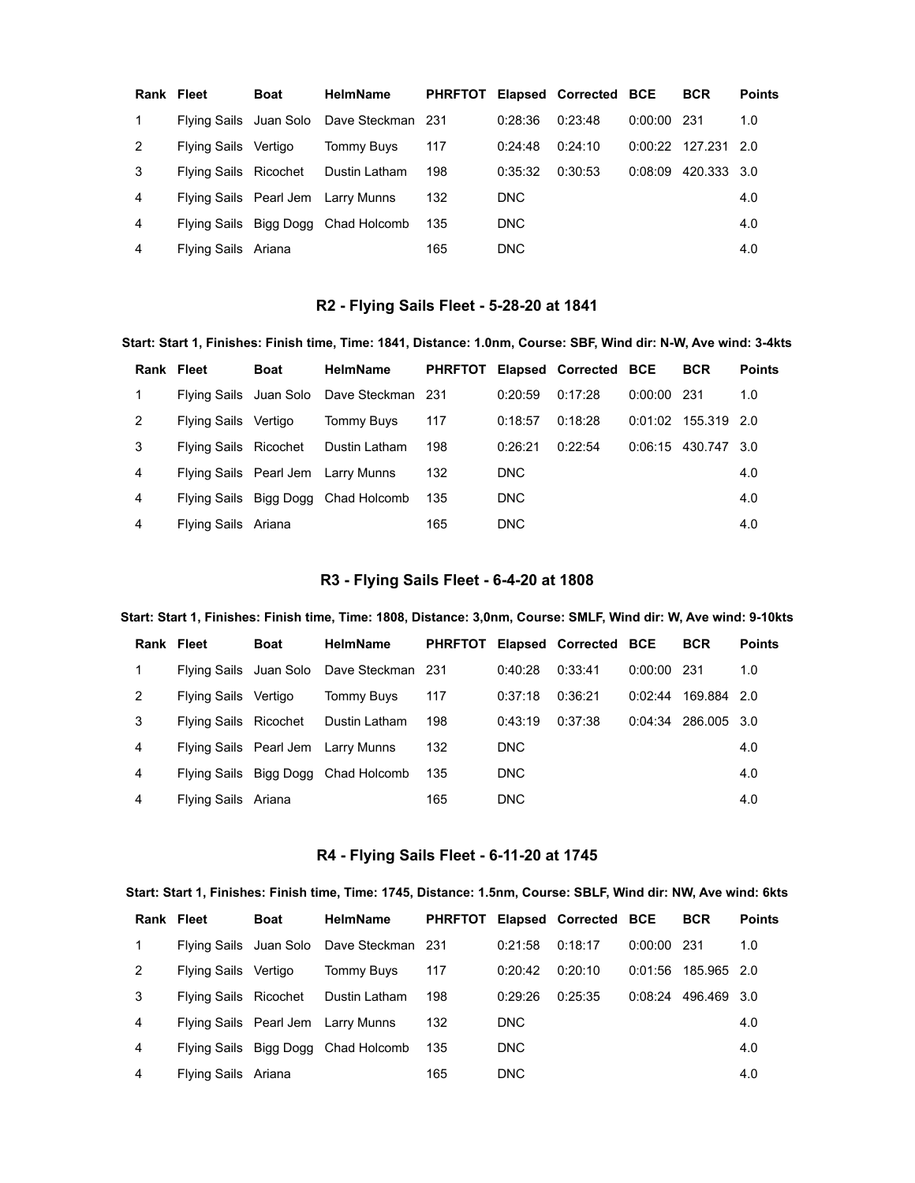| Rank | Fleet | Boat | HelmName | PHRFTOT | Elapsed | Corrected | BCE | BCR | Points |
|---|---|---|---|---|---|---|---|---|---|
| 1 | Flying Sails | Juan Solo | Dave Steckman | 231 | 0:28:36 | 0:23:48 | 0:00:00 | 231 | 1.0 |
| 2 | Flying Sails | Vertigo | Tommy Buys | 117 | 0:24:48 | 0:24:10 | 0:00:22 | 127.231 | 2.0 |
| 3 | Flying Sails | Ricochet | Dustin Latham | 198 | 0:35:32 | 0:30:53 | 0:08:09 | 420.333 | 3.0 |
| 4 | Flying Sails | Pearl Jem | Larry Munns | 132 | DNC | | | | 4.0 |
| 4 | Flying Sails | Bigg Dogg | Chad Holcomb | 135 | DNC | | | | 4.0 |
| 4 | Flying Sails | Ariana | | 165 | DNC | | | | 4.0 |

## R2 - Flying Sails Fleet - 5-28-20 at 1841

**Start: Start 1, Finishes: Finish time, Time: 1841, Distance: 1.0nm, Course: SBF, Wind dir: N-W, Ave wind: 3-4kts**

| Rank | Fleet | Boat | HelmName | PHRFTOT | Elapsed | Corrected | BCE | BCR | Points |
|---|---|---|---|---|---|---|---|---|---|
| 1 | Flying Sails | Juan Solo | Dave Steckman | 231 | 0:20:59 | 0:17:28 | 0:00:00 | 231 | 1.0 |
| 2 | Flying Sails | Vertigo | Tommy Buys | 117 | 0:18:57 | 0:18:28 | 0:01:02 | 155.319 | 2.0 |
| 3 | Flying Sails | Ricochet | Dustin Latham | 198 | 0:26:21 | 0:22:54 | 0:06:15 | 430.747 | 3.0 |
| 4 | Flying Sails | Pearl Jem | Larry Munns | 132 | DNC | | | | 4.0 |
| 4 | Flying Sails | Bigg Dogg | Chad Holcomb | 135 | DNC | | | | 4.0 |
| 4 | Flying Sails | Ariana | | 165 | DNC | | | | 4.0 |

## R3 - Flying Sails Fleet - 6-4-20 at 1808

**Start: Start 1, Finishes: Finish time, Time: 1808, Distance: 3,0nm, Course: SMLF, Wind dir: W, Ave wind: 9-10kts**

| Rank | Fleet | Boat | HelmName | PHRFTOT | Elapsed | Corrected | BCE | BCR | Points |
|---|---|---|---|---|---|---|---|---|---|
| 1 | Flying Sails | Juan Solo | Dave Steckman | 231 | 0:40:28 | 0:33:41 | 0:00:00 | 231 | 1.0 |
| 2 | Flying Sails | Vertigo | Tommy Buys | 117 | 0:37:18 | 0:36:21 | 0:02:44 | 169.884 | 2.0 |
| 3 | Flying Sails | Ricochet | Dustin Latham | 198 | 0:43:19 | 0:37:38 | 0:04:34 | 286.005 | 3.0 |
| 4 | Flying Sails | Pearl Jem | Larry Munns | 132 | DNC | | | | 4.0 |
| 4 | Flying Sails | Bigg Dogg | Chad Holcomb | 135 | DNC | | | | 4.0 |
| 4 | Flying Sails | Ariana | | 165 | DNC | | | | 4.0 |

## R4 - Flying Sails Fleet - 6-11-20 at 1745

**Start: Start 1, Finishes: Finish time, Time: 1745, Distance: 1.5nm, Course: SBLF, Wind dir: NW, Ave wind: 6kts**

| Rank | Fleet | Boat | HelmName | PHRFTOT | Elapsed | Corrected | BCE | BCR | Points |
|---|---|---|---|---|---|---|---|---|---|
| 1 | Flying Sails | Juan Solo | Dave Steckman | 231 | 0:21:58 | 0:18:17 | 0:00:00 | 231 | 1.0 |
| 2 | Flying Sails | Vertigo | Tommy Buys | 117 | 0:20:42 | 0:20:10 | 0:01:56 | 185.965 | 2.0 |
| 3 | Flying Sails | Ricochet | Dustin Latham | 198 | 0:29:26 | 0:25:35 | 0:08:24 | 496.469 | 3.0 |
| 4 | Flying Sails | Pearl Jem | Larry Munns | 132 | DNC | | | | 4.0 |
| 4 | Flying Sails | Bigg Dogg | Chad Holcomb | 135 | DNC | | | | 4.0 |
| 4 | Flying Sails | Ariana | | 165 | DNC | | | | 4.0 |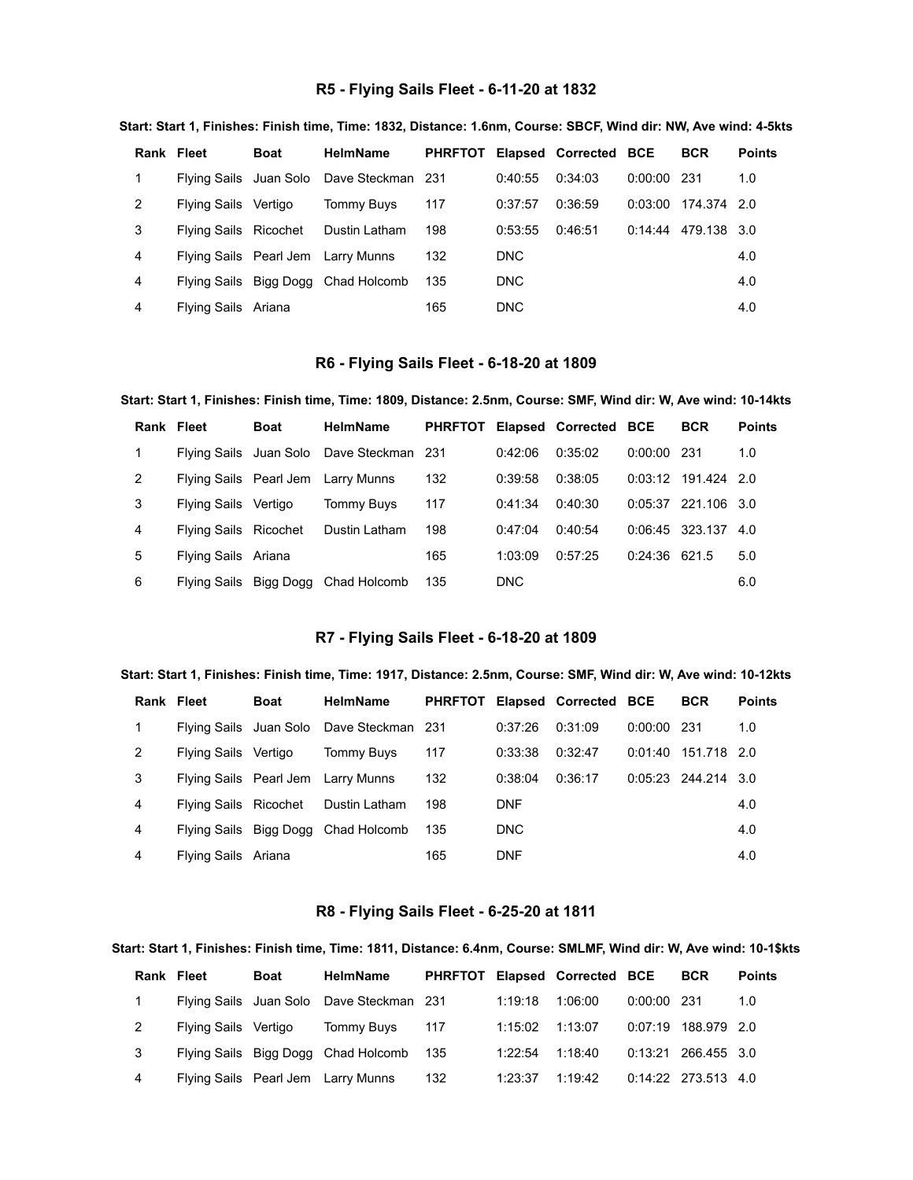### R5 - Flying Sails Fleet - 6-11-20 at 1832

**Start: Start 1, Finishes: Finish time, Time: 1832, Distance: 1.6nm, Course: SBCF, Wind dir: NW, Ave wind: 4-5kts**

| Rank | Fleet | Boat | HelmName | PHRFTOT | Elapsed | Corrected | BCE | BCR | Points |
|---|---|---|---|---|---|---|---|---|---|
| 1 | Flying Sails | Juan Solo | Dave Steckman | 231 | 0:40:55 | 0:34:03 | 0:00:00 | 231 | 1.0 |
| 2 | Flying Sails | Vertigo | Tommy Buys | 117 | 0:37:57 | 0:36:59 | 0:03:00 | 174.374 | 2.0 |
| 3 | Flying Sails | Ricochet | Dustin Latham | 198 | 0:53:55 | 0:46:51 | 0:14:44 | 479.138 | 3.0 |
| 4 | Flying Sails | Pearl Jem | Larry Munns | 132 | DNC | | | | 4.0 |
| 4 | Flying Sails | Bigg Dogg | Chad Holcomb | 135 | DNC | | | | 4.0 |
| 4 | Flying Sails | Ariana | | 165 | DNC | | | | 4.0 |

### R6 - Flying Sails Fleet - 6-18-20 at 1809

**Start: Start 1, Finishes: Finish time, Time: 1809, Distance: 2.5nm, Course: SMF, Wind dir: W, Ave wind: 10-14kts**

| Rank | Fleet | Boat | HelmName | PHRFTOT | Elapsed | Corrected | BCE | BCR | Points |
|---|---|---|---|---|---|---|---|---|---|
| 1 | Flying Sails | Juan Solo | Dave Steckman | 231 | 0:42:06 | 0:35:02 | 0:00:00 | 231 | 1.0 |
| 2 | Flying Sails | Pearl Jem | Larry Munns | 132 | 0:39:58 | 0:38:05 | 0:03:12 | 191.424 | 2.0 |
| 3 | Flying Sails | Vertigo | Tommy Buys | 117 | 0:41:34 | 0:40:30 | 0:05:37 | 221.106 | 3.0 |
| 4 | Flying Sails | Ricochet | Dustin Latham | 198 | 0:47:04 | 0:40:54 | 0:06:45 | 323.137 | 4.0 |
| 5 | Flying Sails | Ariana | | 165 | 1:03:09 | 0:57:25 | 0:24:36 | 621.5 | 5.0 |
| 6 | Flying Sails | Bigg Dogg | Chad Holcomb | 135 | DNC | | | | 6.0 |

### R7 - Flying Sails Fleet - 6-18-20 at 1809

**Start: Start 1, Finishes: Finish time, Time: 1917, Distance: 2.5nm, Course: SMF, Wind dir: W, Ave wind: 10-12kts**

| Rank | Fleet | Boat | HelmName | PHRFTOT | Elapsed | Corrected | BCE | BCR | Points |
|---|---|---|---|---|---|---|---|---|---|
| 1 | Flying Sails | Juan Solo | Dave Steckman | 231 | 0:37:26 | 0:31:09 | 0:00:00 | 231 | 1.0 |
| 2 | Flying Sails | Vertigo | Tommy Buys | 117 | 0:33:38 | 0:32:47 | 0:01:40 | 151.718 | 2.0 |
| 3 | Flying Sails | Pearl Jem | Larry Munns | 132 | 0:38:04 | 0:36:17 | 0:05:23 | 244.214 | 3.0 |
| 4 | Flying Sails | Ricochet | Dustin Latham | 198 | DNF | | | | 4.0 |
| 4 | Flying Sails | Bigg Dogg | Chad Holcomb | 135 | DNC | | | | 4.0 |
| 4 | Flying Sails | Ariana | | 165 | DNF | | | | 4.0 |

### R8 - Flying Sails Fleet - 6-25-20 at 1811

**Start: Start 1, Finishes: Finish time, Time: 1811, Distance: 6.4nm, Course: SMLMF, Wind dir: W, Ave wind: 10-1$kts**

| Rank | Fleet | Boat | HelmName | PHRFTOT | Elapsed | Corrected | BCE | BCR | Points |
|---|---|---|---|---|---|---|---|---|---|
| 1 | Flying Sails | Juan Solo | Dave Steckman | 231 | 1:19:18 | 1:06:00 | 0:00:00 | 231 | 1.0 |
| 2 | Flying Sails | Vertigo | Tommy Buys | 117 | 1:15:02 | 1:13:07 | 0:07:19 | 188.979 | 2.0 |
| 3 | Flying Sails | Bigg Dogg | Chad Holcomb | 135 | 1:22:54 | 1:18:40 | 0:13:21 | 266.455 | 3.0 |
| 4 | Flying Sails | Pearl Jem | Larry Munns | 132 | 1:23:37 | 1:19:42 | 0:14:22 | 273.513 | 4.0 |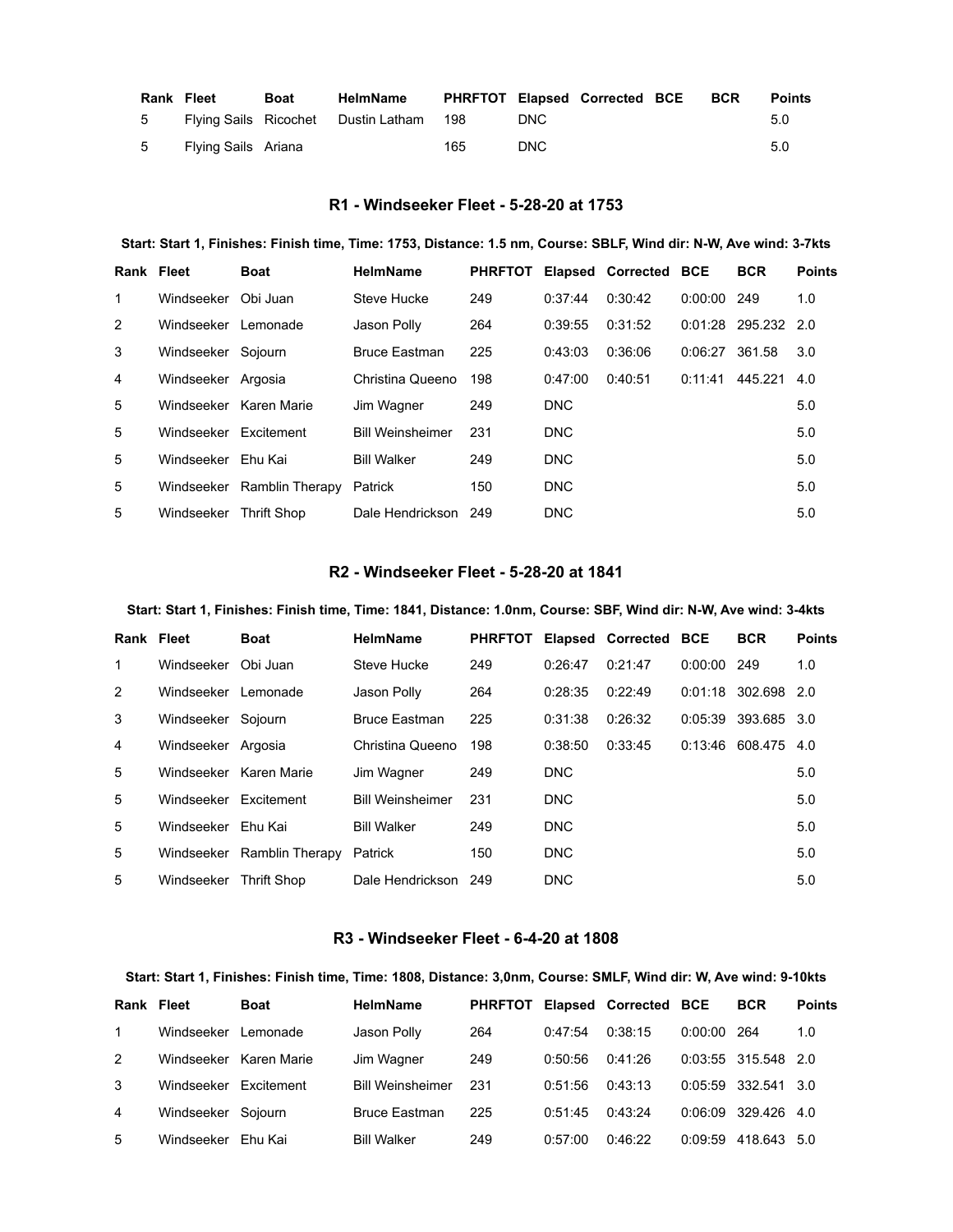| Rank | Fleet | Boat | HelmName | PHRFTOT | Elapsed | Corrected | BCE | BCR | Points |
|---|---|---|---|---|---|---|---|---|---|
| 5 | Flying Sails | Ricochet | Dustin Latham | 198 | DNC | | | | 5.0 |
| 5 | Flying Sails | Ariana | | 165 | DNC | | | | 5.0 |

### R1 - Windseeker Fleet - 5-28-20 at 1753

**Start: Start 1, Finishes: Finish time, Time: 1753, Distance: 1.5 nm, Course: SBLF, Wind dir: N-W, Ave wind: 3-7kts**

| Rank | Fleet | Boat | HelmName | PHRFTOT | Elapsed | Corrected | BCE | BCR | Points |
|---|---|---|---|---|---|---|---|---|---|
| 1 | Windseeker | Obi Juan | Steve Hucke | 249 | 0:37:44 | 0:30:42 | 0:00:00 | 249 | 1.0 |
| 2 | Windseeker | Lemonade | Jason Polly | 264 | 0:39:55 | 0:31:52 | 0:01:28 | 295.232 | 2.0 |
| 3 | Windseeker | Sojourn | Bruce Eastman | 225 | 0:43:03 | 0:36:06 | 0:06:27 | 361.58 | 3.0 |
| 4 | Windseeker | Argosia | Christina Queeno | 198 | 0:47:00 | 0:40:51 | 0:11:41 | 445.221 | 4.0 |
| 5 | Windseeker | Karen Marie | Jim Wagner | 249 | DNC | | | | 5.0 |
| 5 | Windseeker | Excitement | Bill Weinsheimer | 231 | DNC | | | | 5.0 |
| 5 | Windseeker | Ehu Kai | Bill Walker | 249 | DNC | | | | 5.0 |
| 5 | Windseeker | Ramblin Therapy | Patrick | 150 | DNC | | | | 5.0 |
| 5 | Windseeker | Thrift Shop | Dale Hendrickson | 249 | DNC | | | | 5.0 |

### R2 - Windseeker Fleet - 5-28-20 at 1841

**Start: Start 1, Finishes: Finish time, Time: 1841, Distance: 1.0nm, Course: SBF, Wind dir: N-W, Ave wind: 3-4kts**

| Rank | Fleet | Boat | HelmName | PHRFTOT | Elapsed | Corrected | BCE | BCR | Points |
|---|---|---|---|---|---|---|---|---|---|
| 1 | Windseeker | Obi Juan | Steve Hucke | 249 | 0:26:47 | 0:21:47 | 0:00:00 | 249 | 1.0 |
| 2 | Windseeker | Lemonade | Jason Polly | 264 | 0:28:35 | 0:22:49 | 0:01:18 | 302.698 | 2.0 |
| 3 | Windseeker | Sojourn | Bruce Eastman | 225 | 0:31:38 | 0:26:32 | 0:05:39 | 393.685 | 3.0 |
| 4 | Windseeker | Argosia | Christina Queeno | 198 | 0:38:50 | 0:33:45 | 0:13:46 | 608.475 | 4.0 |
| 5 | Windseeker | Karen Marie | Jim Wagner | 249 | DNC | | | | 5.0 |
| 5 | Windseeker | Excitement | Bill Weinsheimer | 231 | DNC | | | | 5.0 |
| 5 | Windseeker | Ehu Kai | Bill Walker | 249 | DNC | | | | 5.0 |
| 5 | Windseeker | Ramblin Therapy | Patrick | 150 | DNC | | | | 5.0 |
| 5 | Windseeker | Thrift Shop | Dale Hendrickson | 249 | DNC | | | | 5.0 |

### R3 - Windseeker Fleet - 6-4-20 at 1808

**Start: Start 1, Finishes: Finish time, Time: 1808, Distance: 3,0nm, Course: SMLF, Wind dir: W, Ave wind: 9-10kts**

| Rank | Fleet | Boat | HelmName | PHRFTOT | Elapsed | Corrected | BCE | BCR | Points |
|---|---|---|---|---|---|---|---|---|---|
| 1 | Windseeker | Lemonade | Jason Polly | 264 | 0:47:54 | 0:38:15 | 0:00:00 | 264 | 1.0 |
| 2 | Windseeker | Karen Marie | Jim Wagner | 249 | 0:50:56 | 0:41:26 | 0:03:55 | 315.548 | 2.0 |
| 3 | Windseeker | Excitement | Bill Weinsheimer | 231 | 0:51:56 | 0:43:13 | 0:05:59 | 332.541 | 3.0 |
| 4 | Windseeker | Sojourn | Bruce Eastman | 225 | 0:51:45 | 0:43:24 | 0:06:09 | 329.426 | 4.0 |
| 5 | Windseeker | Ehu Kai | Bill Walker | 249 | 0:57:00 | 0:46:22 | 0:09:59 | 418.643 | 5.0 |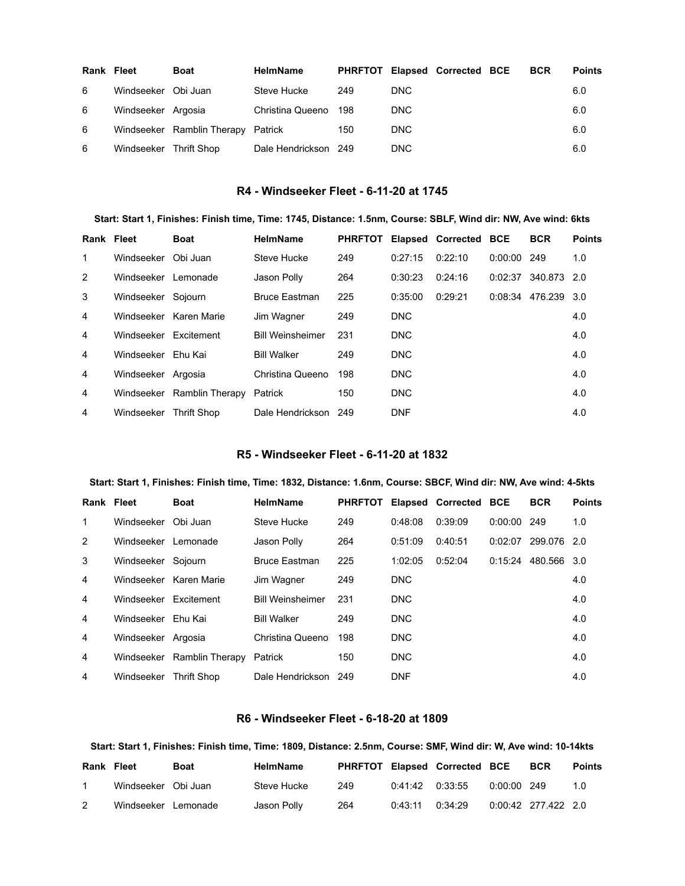| Rank | Fleet | Boat | HelmName | PHRFTOT | Elapsed | Corrected | BCE | BCR | Points |
|---|---|---|---|---|---|---|---|---|---|
| 6 | Windseeker | Obi Juan | Steve Hucke | 249 | DNC | | | | 6.0 |
| 6 | Windseeker | Argosia | Christina Queeno | 198 | DNC | | | | 6.0 |
| 6 | Windseeker | Ramblin Therapy | Patrick | 150 | DNC | | | | 6.0 |
| 6 | Windseeker | Thrift Shop | Dale Hendrickson | 249 | DNC | | | | 6.0 |

### R4 - Windseeker Fleet - 6-11-20 at 1745

**Start: Start 1, Finishes: Finish time, Time: 1745, Distance: 1.5nm, Course: SBLF, Wind dir: NW, Ave wind: 6kts**

| Rank | Fleet | Boat | HelmName | PHRFTOT | Elapsed | Corrected | BCE | BCR | Points |
|---|---|---|---|---|---|---|---|---|---|
| 1 | Windseeker | Obi Juan | Steve Hucke | 249 | 0:27:15 | 0:22:10 | 0:00:00 | 249 | 1.0 |
| 2 | Windseeker | Lemonade | Jason Polly | 264 | 0:30:23 | 0:24:16 | 0:02:37 | 340.873 | 2.0 |
| 3 | Windseeker | Sojourn | Bruce Eastman | 225 | 0:35:00 | 0:29:21 | 0:08:34 | 476.239 | 3.0 |
| 4 | Windseeker | Karen Marie | Jim Wagner | 249 | DNC | | | | 4.0 |
| 4 | Windseeker | Excitement | Bill Weinsheimer | 231 | DNC | | | | 4.0 |
| 4 | Windseeker | Ehu Kai | Bill Walker | 249 | DNC | | | | 4.0 |
| 4 | Windseeker | Argosia | Christina Queeno | 198 | DNC | | | | 4.0 |
| 4 | Windseeker | Ramblin Therapy | Patrick | 150 | DNC | | | | 4.0 |
| 4 | Windseeker | Thrift Shop | Dale Hendrickson | 249 | DNF | | | | 4.0 |

### R5 - Windseeker Fleet - 6-11-20 at 1832

**Start: Start 1, Finishes: Finish time, Time: 1832, Distance: 1.6nm, Course: SBCF, Wind dir: NW, Ave wind: 4-5kts**

| Rank | Fleet | Boat | HelmName | PHRFTOT | Elapsed | Corrected | BCE | BCR | Points |
|---|---|---|---|---|---|---|---|---|---|
| 1 | Windseeker | Obi Juan | Steve Hucke | 249 | 0:48:08 | 0:39:09 | 0:00:00 | 249 | 1.0 |
| 2 | Windseeker | Lemonade | Jason Polly | 264 | 0:51:09 | 0:40:51 | 0:02:07 | 299.076 | 2.0 |
| 3 | Windseeker | Sojourn | Bruce Eastman | 225 | 1:02:05 | 0:52:04 | 0:15:24 | 480.566 | 3.0 |
| 4 | Windseeker | Karen Marie | Jim Wagner | 249 | DNC | | | | 4.0 |
| 4 | Windseeker | Excitement | Bill Weinsheimer | 231 | DNC | | | | 4.0 |
| 4 | Windseeker | Ehu Kai | Bill Walker | 249 | DNC | | | | 4.0 |
| 4 | Windseeker | Argosia | Christina Queeno | 198 | DNC | | | | 4.0 |
| 4 | Windseeker | Ramblin Therapy | Patrick | 150 | DNC | | | | 4.0 |
| 4 | Windseeker | Thrift Shop | Dale Hendrickson | 249 | DNF | | | | 4.0 |

### R6 - Windseeker Fleet - 6-18-20 at 1809

**Start: Start 1, Finishes: Finish time, Time: 1809, Distance: 2.5nm, Course: SMF, Wind dir: W, Ave wind: 10-14kts**

| Rank | Fleet | Boat | HelmName | PHRFTOT | Elapsed | Corrected | BCE | BCR | Points |
|---|---|---|---|---|---|---|---|---|---|
| 1 | Windseeker | Obi Juan | Steve Hucke | 249 | 0:41:42 | 0:33:55 | 0:00:00 | 249 | 1.0 |
| 2 | Windseeker | Lemonade | Jason Polly | 264 | 0:43:11 | 0:34:29 | 0:00:42 | 277.422 | 2.0 |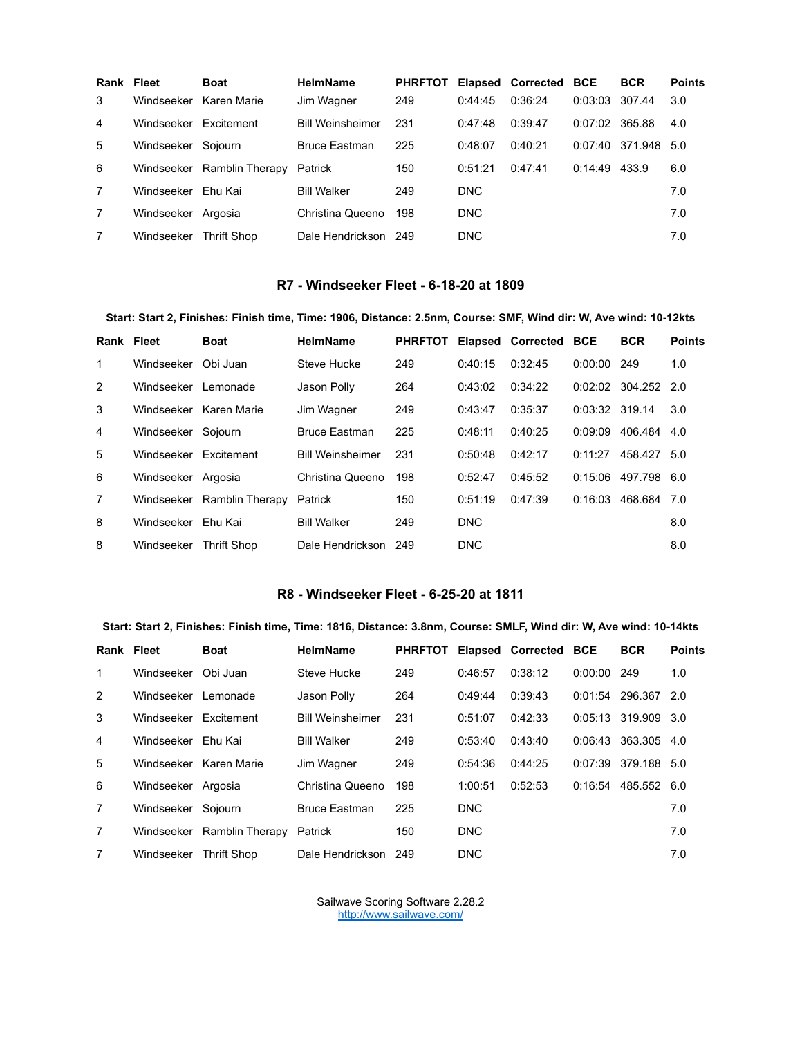| Rank | Fleet | Boat | HelmName | PHRFTOT | Elapsed | Corrected | BCE | BCR | Points |
|---|---|---|---|---|---|---|---|---|---|
| 3 | Windseeker | Karen Marie | Jim Wagner | 249 | 0:44:45 | 0:36:24 | 0:03:03 | 307.44 | 3.0 |
| 4 | Windseeker | Excitement | Bill Weinsheimer | 231 | 0:47:48 | 0:39:47 | 0:07:02 | 365.88 | 4.0 |
| 5 | Windseeker | Sojourn | Bruce Eastman | 225 | 0:48:07 | 0:40:21 | 0:07:40 | 371.948 | 5.0 |
| 6 | Windseeker | Ramblin Therapy | Patrick | 150 | 0:51:21 | 0:47:41 | 0:14:49 | 433.9 | 6.0 |
| 7 | Windseeker | Ehu Kai | Bill Walker | 249 | DNC | | | | 7.0 |
| 7 | Windseeker | Argosia | Christina Queeno | 198 | DNC | | | | 7.0 |
| 7 | Windseeker | Thrift Shop | Dale Hendrickson | 249 | DNC | | | | 7.0 |

### R7 - Windseeker Fleet - 6-18-20 at 1809

**Start: Start 2, Finishes: Finish time, Time: 1906, Distance: 2.5nm, Course: SMF, Wind dir: W, Ave wind: 10-12kts**

| Rank | Fleet | Boat | HelmName | PHRFTOT | Elapsed | Corrected | BCE | BCR | Points |
|---|---|---|---|---|---|---|---|---|---|
| 1 | Windseeker | Obi Juan | Steve Hucke | 249 | 0:40:15 | 0:32:45 | 0:00:00 | 249 | 1.0 |
| 2 | Windseeker | Lemonade | Jason Polly | 264 | 0:43:02 | 0:34:22 | 0:02:02 | 304.252 | 2.0 |
| 3 | Windseeker | Karen Marie | Jim Wagner | 249 | 0:43:47 | 0:35:37 | 0:03:32 | 319.14 | 3.0 |
| 4 | Windseeker | Sojourn | Bruce Eastman | 225 | 0:48:11 | 0:40:25 | 0:09:09 | 406.484 | 4.0 |
| 5 | Windseeker | Excitement | Bill Weinsheimer | 231 | 0:50:48 | 0:42:17 | 0:11:27 | 458.427 | 5.0 |
| 6 | Windseeker | Argosia | Christina Queeno | 198 | 0:52:47 | 0:45:52 | 0:15:06 | 497.798 | 6.0 |
| 7 | Windseeker | Ramblin Therapy | Patrick | 150 | 0:51:19 | 0:47:39 | 0:16:03 | 468.684 | 7.0 |
| 8 | Windseeker | Ehu Kai | Bill Walker | 249 | DNC | | | | 8.0 |
| 8 | Windseeker | Thrift Shop | Dale Hendrickson | 249 | DNC | | | | 8.0 |

### R8 - Windseeker Fleet - 6-25-20 at 1811

**Start: Start 2, Finishes: Finish time, Time: 1816, Distance: 3.8nm, Course: SMLF, Wind dir: W, Ave wind: 10-14kts**

| Rank | Fleet | Boat | HelmName | PHRFTOT | Elapsed | Corrected | BCE | BCR | Points |
|---|---|---|---|---|---|---|---|---|---|
| 1 | Windseeker | Obi Juan | Steve Hucke | 249 | 0:46:57 | 0:38:12 | 0:00:00 | 249 | 1.0 |
| 2 | Windseeker | Lemonade | Jason Polly | 264 | 0:49:44 | 0:39:43 | 0:01:54 | 296.367 | 2.0 |
| 3 | Windseeker | Excitement | Bill Weinsheimer | 231 | 0:51:07 | 0:42:33 | 0:05:13 | 319.909 | 3.0 |
| 4 | Windseeker | Ehu Kai | Bill Walker | 249 | 0:53:40 | 0:43:40 | 0:06:43 | 363.305 | 4.0 |
| 5 | Windseeker | Karen Marie | Jim Wagner | 249 | 0:54:36 | 0:44:25 | 0:07:39 | 379.188 | 5.0 |
| 6 | Windseeker | Argosia | Christina Queeno | 198 | 1:00:51 | 0:52:53 | 0:16:54 | 485.552 | 6.0 |
| 7 | Windseeker | Sojourn | Bruce Eastman | 225 | DNC | | | | 7.0 |
| 7 | Windseeker | Ramblin Therapy | Patrick | 150 | DNC | | | | 7.0 |
| 7 | Windseeker | Thrift Shop | Dale Hendrickson | 249 | DNC | | | | 7.0 |

Sailwave Scoring Software 2.28.2
http://www.sailwave.com/